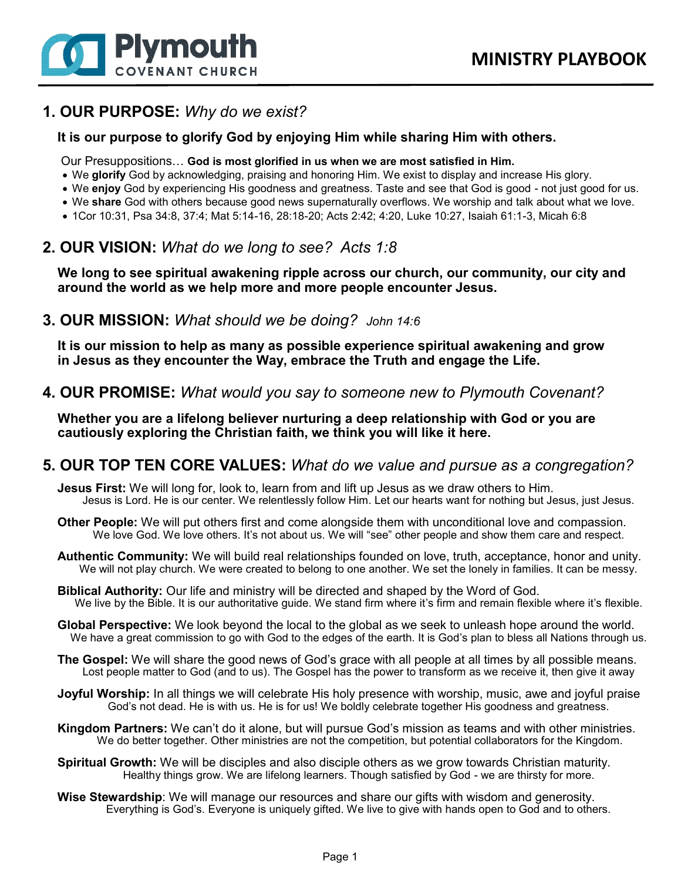# Plymouth COVENANT CHURCH — MINISTRY PLAYBOOK

## 1. OUR PURPOSE: *Why do we exist?*

**It is our purpose to glorify God by enjoying Him while sharing Him with others.**

Our Presuppositions… **God is most glorified in us when we are most satisfied in Him.**

- We **glorify** God by acknowledging, praising and honoring Him. We exist to display and increase His glory.
- We **enjoy** God by experiencing His goodness and greatness. Taste and see that God is good - not just good for us.
- We **share** God with others because good news supernaturally overflows. We worship and talk about what we love.
- 1Cor 10:31, Psa 34:8, 37:4; Mat 5:14-16, 28:18-20; Acts 2:42; 4:20, Luke 10:27, Isaiah 61:1-3, Micah 6:8

## 2. OUR VISION: *What do we long to see? Acts 1:8*

**We long to see spiritual awakening ripple across our church, our community, our city and around the world as we help more and more people encounter Jesus.**

## 3. OUR MISSION: *What should we be doing? John 14:6*

**It is our mission to help as many as possible experience spiritual awakening and grow in Jesus as they encounter the Way, embrace the Truth and engage the Life.**

## 4. OUR PROMISE: *What would you say to someone new to Plymouth Covenant?*

**Whether you are a lifelong believer nurturing a deep relationship with God or you are cautiously exploring the Christian faith, we think you will like it here.**

## 5. OUR TOP TEN CORE VALUES: *What do we value and pursue as a congregation?*

**Jesus First:** We will long for, look to, learn from and lift up Jesus as we draw others to Him.
Jesus is Lord. He is our center. We relentlessly follow Him. Let our hearts want for nothing but Jesus, just Jesus.

**Other People:** We will put others first and come alongside them with unconditional love and compassion.
We love God. We love others. It's not about us. We will "see" other people and show them care and respect.

**Authentic Community:** We will build real relationships founded on love, truth, acceptance, honor and unity.
We will not play church. We were created to belong to one another. We set the lonely in families. It can be messy.

**Biblical Authority:** Our life and ministry will be directed and shaped by the Word of God.
We live by the Bible. It is our authoritative guide. We stand firm where it's firm and remain flexible where it's flexible.

**Global Perspective:** We look beyond the local to the global as we seek to unleash hope around the world.
We have a great commission to go with God to the edges of the earth. It is God's plan to bless all Nations through us.

**The Gospel:** We will share the good news of God's grace with all people at all times by all possible means.
Lost people matter to God (and to us). The Gospel has the power to transform as we receive it, then give it away

**Joyful Worship:** In all things we will celebrate His holy presence with worship, music, awe and joyful praise
God's not dead. He is with us. He is for us! We boldly celebrate together His goodness and greatness.

**Kingdom Partners:** We can't do it alone, but will pursue God's mission as teams and with other ministries.
We do better together. Other ministries are not the competition, but potential collaborators for the Kingdom.

**Spiritual Growth:** We will be disciples and also disciple others as we grow towards Christian maturity.
Healthy things grow. We are lifelong learners. Though satisfied by God - we are thirsty for more.

**Wise Stewardship**: We will manage our resources and share our gifts with wisdom and generosity.
Everything is God's. Everyone is uniquely gifted. We live to give with hands open to God and to others.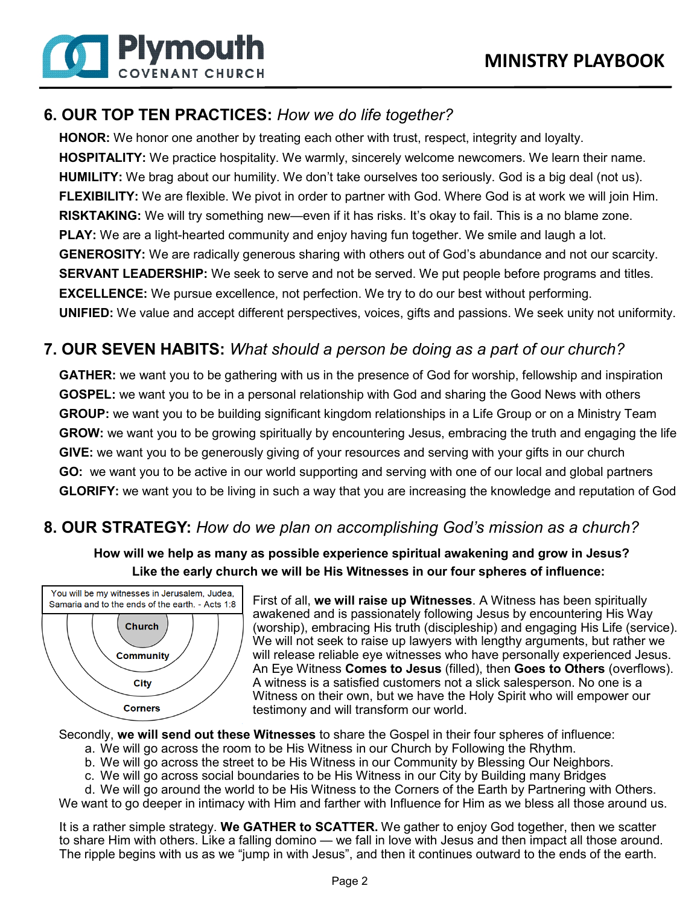## 6. OUR TOP TEN PRACTICES: *How we do life together?*

**HONOR:** We honor one another by treating each other with trust, respect, integrity and loyalty.
**HOSPITALITY:** We practice hospitality. We warmly, sincerely welcome newcomers. We learn their name.
**HUMILITY:** We brag about our humility. We don't take ourselves too seriously. God is a big deal (not us).
**FLEXIBILITY:** We are flexible. We pivot in order to partner with God. Where God is at work we will join Him.
**RISKTAKING:** We will try something new—even if it has risks. It's okay to fail. This is a no blame zone.
**PLAY:** We are a light-hearted community and enjoy having fun together. We smile and laugh a lot.
**GENEROSITY:** We are radically generous sharing with others out of God's abundance and not our scarcity.
**SERVANT LEADERSHIP:** We seek to serve and not be served. We put people before programs and titles.
**EXCELLENCE:** We pursue excellence, not perfection. We try to do our best without performing.
**UNIFIED:** We value and accept different perspectives, voices, gifts and passions. We seek unity not uniformity.

## 7. OUR SEVEN HABITS: *What should a person be doing as a part of our church?*

**GATHER:** we want you to be gathering with us in the presence of God for worship, fellowship and inspiration
**GOSPEL:** we want you to be in a personal relationship with God and sharing the Good News with others
**GROUP:** we want you to be building significant kingdom relationships in a Life Group or on a Ministry Team
**GROW:** we want you to be growing spiritually by encountering Jesus, embracing the truth and engaging the life
**GIVE:** we want you to be generously giving of your resources and serving with your gifts in our church
**GO:** we want you to be active in our world supporting and serving with one of our local and global partners
**GLORIFY:** we want you to be living in such a way that you are increasing the knowledge and reputation of God

## 8. OUR STRATEGY: *How do we plan on accomplishing God's mission as a church?*

**How will we help as many as possible experience spiritual awakening and grow in Jesus?**
**Like the early church we will be His Witnesses in our four spheres of influence:**

You will be my witnesses in Jerusalem, Judea, Samaria and to the ends of the earth. - Acts 1:8

Church
Community
City
Corners

First of all, **we will raise up Witnesses**. A Witness has been spiritually awakened and is passionately following Jesus by encountering His Way (worship), embracing His truth (discipleship) and engaging His Life (service). We will not seek to raise up lawyers with lengthy arguments, but rather we will release reliable eye witnesses who have personally experienced Jesus. An Eye Witness **Comes to Jesus** (filled), then **Goes to Others** (overflows). A witness is a satisfied customers not a slick salesperson. No one is a Witness on their own, but we have the Holy Spirit who will empower our testimony and will transform our world.

Secondly, **we will send out these Witnesses** to share the Gospel in their four spheres of influence:

a. We will go across the room to be His Witness in our Church by Following the Rhythm.
b. We will go across the street to be His Witness in our Community by Blessing Our Neighbors.
c. We will go across social boundaries to be His Witness in our City by Building many Bridges
d. We will go around the world to be His Witness to the Corners of the Earth by Partnering with Others.

We want to go deeper in intimacy with Him and farther with Influence for Him as we bless all those around us.

It is a rather simple strategy. **We GATHER to SCATTER.** We gather to enjoy God together, then we scatter to share Him with others. Like a falling domino — we fall in love with Jesus and then impact all those around. The ripple begins with us as we "jump in with Jesus", and then it continues outward to the ends of the earth.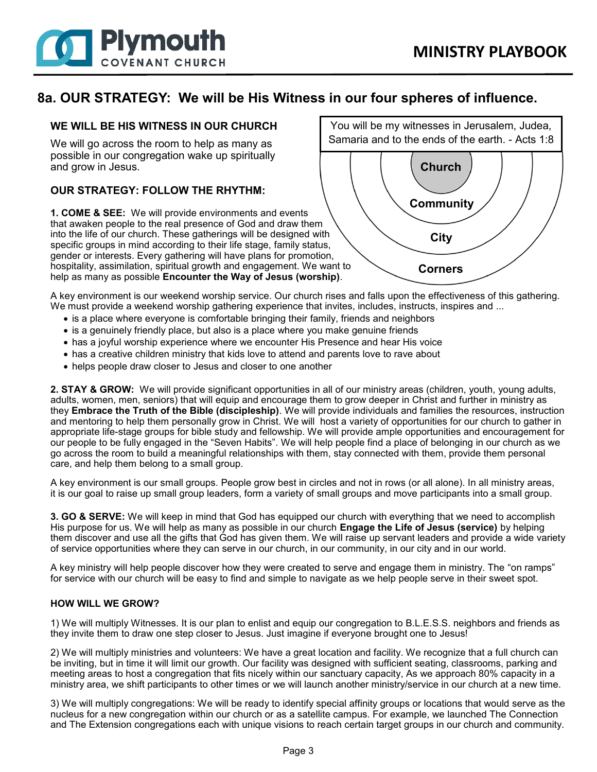# 8a. OUR STRATEGY: We will be His Witness in our four spheres of influence.

### WE WILL BE HIS WITNESS IN OUR CHURCH

We will go across the room to help as many as possible in our congregation wake up spiritually and grow in Jesus.

You will be my witnesses in Jerusalem, Judea, Samaria and to the ends of the earth. - Acts 1:8

Church

Community

City

Corners

### OUR STRATEGY: FOLLOW THE RHYTHM:

**1. COME & SEE:** We will provide environments and events that awaken people to the real presence of God and draw them into the life of our church. These gatherings will be designed with specific groups in mind according to their life stage, family status, gender or interests. Every gathering will have plans for promotion, hospitality, assimilation, spiritual growth and engagement. We want to help as many as possible **Encounter the Way of Jesus (worship)**.

A key environment is our weekend worship service. Our church rises and falls upon the effectiveness of this gathering. We must provide a weekend worship gathering experience that invites, includes, instructs, inspires and ...

- is a place where everyone is comfortable bringing their family, friends and neighbors
- is a genuinely friendly place, but also is a place where you make genuine friends
- has a joyful worship experience where we encounter His Presence and hear His voice
- has a creative children ministry that kids love to attend and parents love to rave about
- helps people draw closer to Jesus and closer to one another

**2. STAY & GROW:** We will provide significant opportunities in all of our ministry areas (children, youth, young adults, adults, women, men, seniors) that will equip and encourage them to grow deeper in Christ and further in ministry as they **Embrace the Truth of the Bible (discipleship)**. We will provide individuals and families the resources, instruction and mentoring to help them personally grow in Christ. We will host a variety of opportunities for our church to gather in appropriate life-stage groups for bible study and fellowship. We will provide ample opportunities and encouragement for our people to be fully engaged in the "Seven Habits". We will help people find a place of belonging in our church as we go across the room to build a meaningful relationships with them, stay connected with them, provide them personal care, and help them belong to a small group.

A key environment is our small groups. People grow best in circles and not in rows (or all alone). In all ministry areas, it is our goal to raise up small group leaders, form a variety of small groups and move participants into a small group.

**3. GO & SERVE:** We will keep in mind that God has equipped our church with everything that we need to accomplish His purpose for us. We will help as many as possible in our church **Engage the Life of Jesus (service)** by helping them discover and use all the gifts that God has given them. We will raise up servant leaders and provide a wide variety of service opportunities where they can serve in our church, in our community, in our city and in our world.

A key ministry will help people discover how they were created to serve and engage them in ministry. The "on ramps" for service with our church will be easy to find and simple to navigate as we help people serve in their sweet spot.

#### HOW WILL WE GROW?

1) We will multiply Witnesses. It is our plan to enlist and equip our congregation to B.L.E.S.S. neighbors and friends as they invite them to draw one step closer to Jesus. Just imagine if everyone brought one to Jesus!

2) We will multiply ministries and volunteers: We have a great location and facility. We recognize that a full church can be inviting, but in time it will limit our growth. Our facility was designed with sufficient seating, classrooms, parking and meeting areas to host a congregation that fits nicely within our sanctuary capacity, As we approach 80% capacity in a ministry area, we shift participants to other times or we will launch another ministry/service in our church at a new time.

3) We will multiply congregations: We will be ready to identify special affinity groups or locations that would serve as the nucleus for a new congregation within our church or as a satellite campus. For example, we launched The Connection and The Extension congregations each with unique visions to reach certain target groups in our church and community.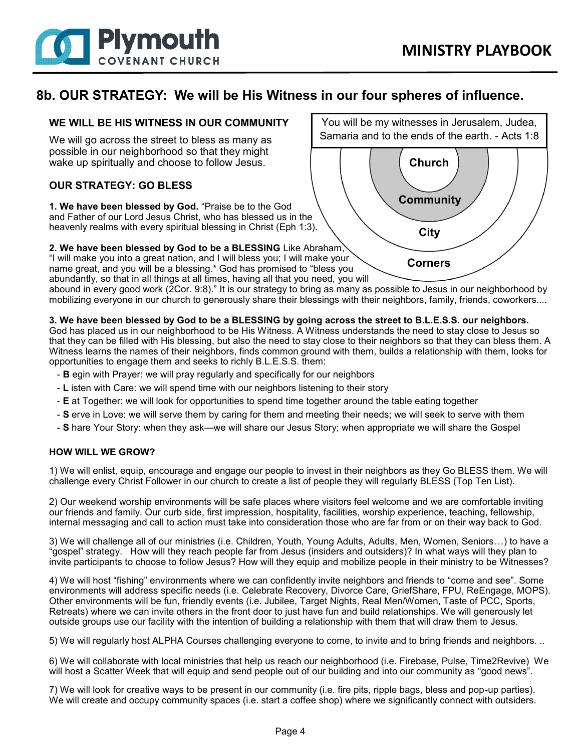# 8b. OUR STRATEGY: We will be His Witness in our four spheres of influence.

You will be my witnesses in Jerusalem, Judea, Samaria and to the ends of the earth. - Acts 1:8

Church

Community

City

Corners

## WE WILL BE HIS WITNESS IN OUR COMMUNITY

We will go across the street to bless as many as possible in our neighborhood so that they might wake up spiritually and choose to follow Jesus.

## OUR STRATEGY: GO BLESS

**1. We have been blessed by God.** "Praise be to the God and Father of our Lord Jesus Christ, who has blessed us in the heavenly realms with every spiritual blessing in Christ (Eph 1:3).

**2. We have been blessed by God to be a BLESSING** Like Abraham, "I will make you into a great nation, and I will bless you; I will make your name great, and you will be a blessing.* God has promised to "bless you abundantly, so that in all things at all times, having all that you need, you will abound in every good work (2Cor. 9:8)." It is our strategy to bring as many as possible to Jesus in our neighborhood by mobilizing everyone in our church to generously share their blessings with their neighbors, family, friends, coworkers....

**3. We have been blessed by God to be a BLESSING by going across the street to B.L.E.S.S. our neighbors.** God has placed us in our neighborhood to be His Witness. A Witness understands the need to stay close to Jesus so that they can be filled with His blessing, but also the need to stay close to their neighbors so that they can bless them. A Witness learns the names of their neighbors, finds common ground with them, builds a relationship with them, looks for opportunities to engage them and seeks to richly B.L.E.S.S. them:

- **B** egin with Prayer: we will pray regularly and specifically for our neighbors
- **L** isten with Care: we will spend time with our neighbors listening to their story
- **E** at Together: we will look for opportunities to spend time together around the table eating together
- **S** erve in Love: we will serve them by caring for them and meeting their needs; we will seek to serve with them
- **S** hare Your Story: when they ask—we will share our Jesus Story; when appropriate we will share the Gospel

### HOW WILL WE GROW?

1) We will enlist, equip, encourage and engage our people to invest in their neighbors as they Go BLESS them. We will challenge every Christ Follower in our church to create a list of people they will regularly BLESS (Top Ten List).

2) Our weekend worship environments will be safe places where visitors feel welcome and we are comfortable inviting our friends and family. Our curb side, first impression, hospitality, facilities, worship experience, teaching, fellowship, internal messaging and call to action must take into consideration those who are far from or on their way back to God.

3) We will challenge all of our ministries (i.e. Children, Youth, Young Adults, Adults, Men, Women, Seniors…) to have a "gospel" strategy. How will they reach people far from Jesus (insiders and outsiders)? In what ways will they plan to invite participants to choose to follow Jesus? How will they equip and mobilize people in their ministry to be Witnesses?

4) We will host "fishing" environments where we can confidently invite neighbors and friends to "come and see". Some environments will address specific needs (i.e. Celebrate Recovery, Divorce Care, GriefShare, FPU, ReEngage, MOPS). Other environments will be fun, friendly events (i.e. Jubilee, Target Nights, Real Men/Women, Taste of PCC, Sports, Retreats) where we can invite others in the front door to just have fun and build relationships. We will generously let outside groups use our facility with the intention of building a relationship with them that will draw them to Jesus.

5) We will regularly host ALPHA Courses challenging everyone to come, to invite and to bring friends and neighbors. ..

6) We will collaborate with local ministries that help us reach our neighborhood (i.e. Firebase, Pulse, Time2Revive) We will host a Scatter Week that will equip and send people out of our building and into our community as "good news".

7) We will look for creative ways to be present in our community (i.e. fire pits, ripple bags, bless and pop-up parties). We will create and occupy community spaces (i.e. start a coffee shop) where we significantly connect with outsiders.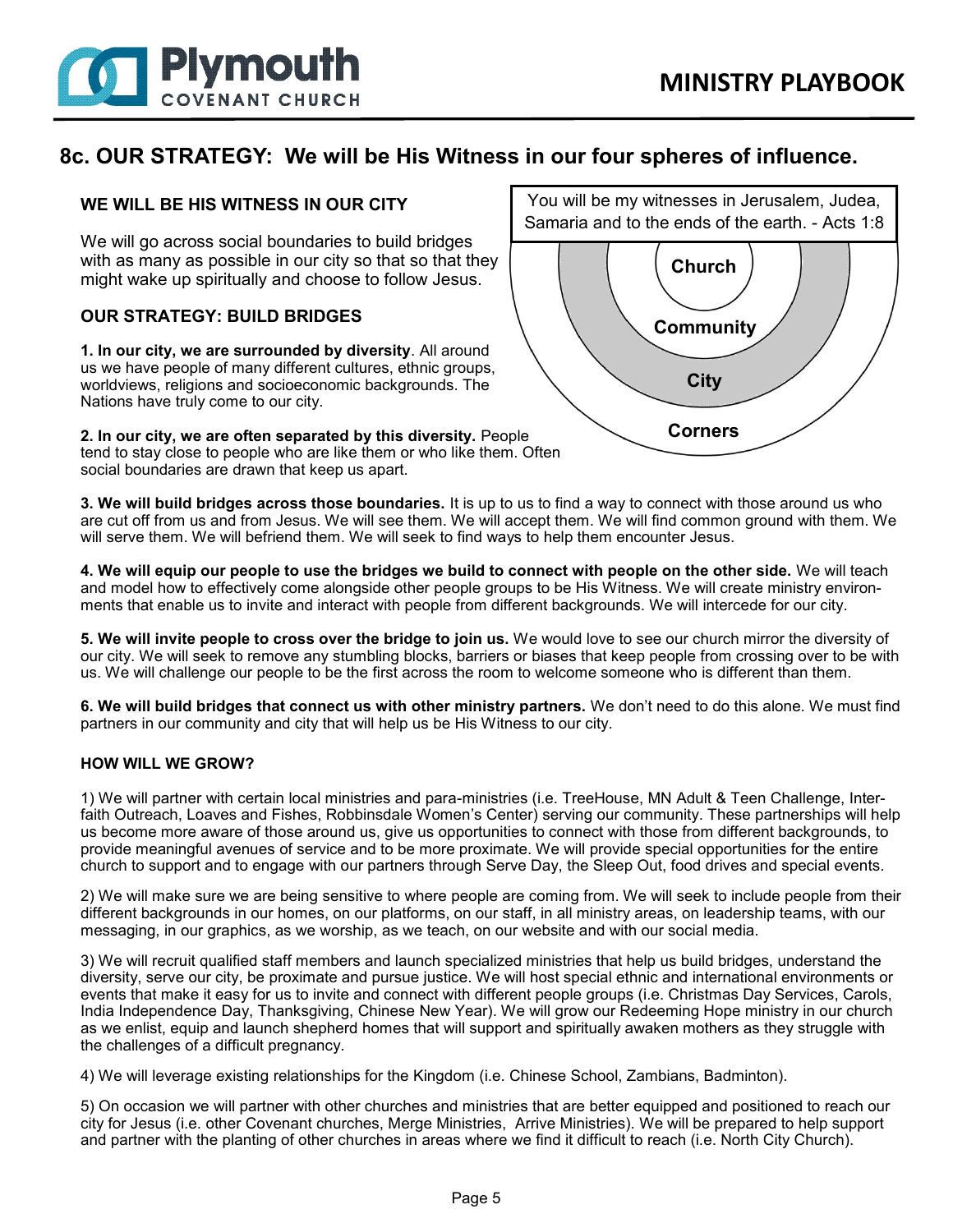# 8c. OUR STRATEGY: We will be His Witness in our four spheres of influence.

> You will be my witnesses in Jerusalem, Judea, Samaria and to the ends of the earth. - Acts 1:8

Church

Community

City

Corners

## WE WILL BE HIS WITNESS IN OUR CITY

We will go across social boundaries to build bridges with as many as possible in our city so that so that they might wake up spiritually and choose to follow Jesus.

## OUR STRATEGY: BUILD BRIDGES

**1. In our city, we are surrounded by diversity**. All around us we have people of many different cultures, ethnic groups, worldviews, religions and socioeconomic backgrounds. The Nations have truly come to our city.

**2. In our city, we are often separated by this diversity.** People tend to stay close to people who are like them or who like them. Often social boundaries are drawn that keep us apart.

**3. We will build bridges across those boundaries.** It is up to us to find a way to connect with those around us who are cut off from us and from Jesus. We will see them. We will accept them. We will find common ground with them. We will serve them. We will befriend them. We will seek to find ways to help them encounter Jesus.

**4. We will equip our people to use the bridges we build to connect with people on the other side.** We will teach and model how to effectively come alongside other people groups to be His Witness. We will create ministry environments that enable us to invite and interact with people from different backgrounds. We will intercede for our city.

**5. We will invite people to cross over the bridge to join us.** We would love to see our church mirror the diversity of our city. We will seek to remove any stumbling blocks, barriers or biases that keep people from crossing over to be with us. We will challenge our people to be the first across the room to welcome someone who is different than them.

**6. We will build bridges that connect us with other ministry partners.** We don't need to do this alone. We must find partners in our community and city that will help us be His Witness to our city.

### HOW WILL WE GROW?

1) We will partner with certain local ministries and para-ministries (i.e. TreeHouse, MN Adult & Teen Challenge, Interfaith Outreach, Loaves and Fishes, Robbinsdale Women's Center) serving our community. These partnerships will help us become more aware of those around us, give us opportunities to connect with those from different backgrounds, to provide meaningful avenues of service and to be more proximate. We will provide special opportunities for the entire church to support and to engage with our partners through Serve Day, the Sleep Out, food drives and special events.

2) We will make sure we are being sensitive to where people are coming from. We will seek to include people from their different backgrounds in our homes, on our platforms, on our staff, in all ministry areas, on leadership teams, with our messaging, in our graphics, as we worship, as we teach, on our website and with our social media.

3) We will recruit qualified staff members and launch specialized ministries that help us build bridges, understand the diversity, serve our city, be proximate and pursue justice. We will host special ethnic and international environments or events that make it easy for us to invite and connect with different people groups (i.e. Christmas Day Services, Carols, India Independence Day, Thanksgiving, Chinese New Year). We will grow our Redeeming Hope ministry in our church as we enlist, equip and launch shepherd homes that will support and spiritually awaken mothers as they struggle with the challenges of a difficult pregnancy.

4) We will leverage existing relationships for the Kingdom (i.e. Chinese School, Zambians, Badminton).

5) On occasion we will partner with other churches and ministries that are better equipped and positioned to reach our city for Jesus (i.e. other Covenant churches, Merge Ministries, Arrive Ministries). We will be prepared to help support and partner with the planting of other churches in areas where we find it difficult to reach (i.e. North City Church).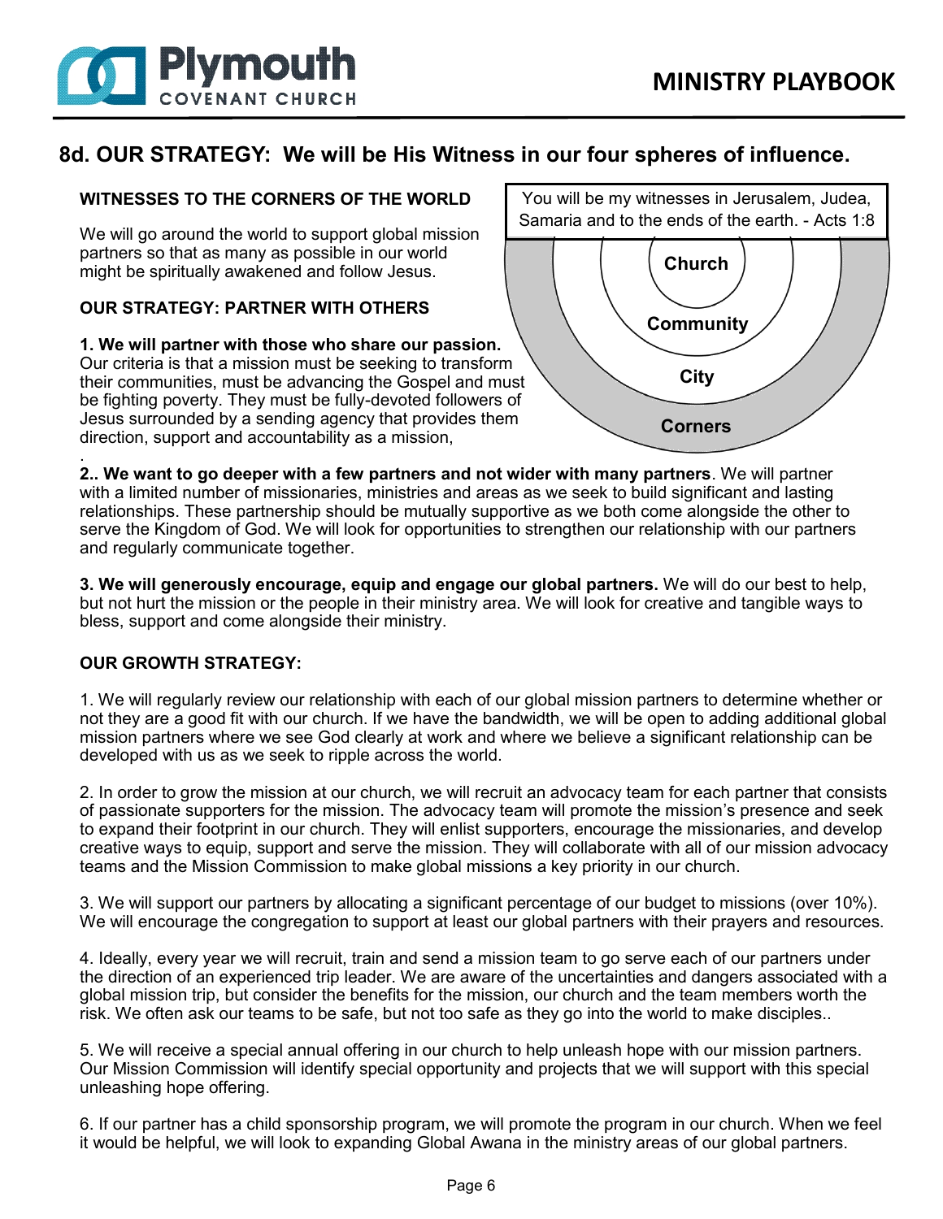## 8d. OUR STRATEGY: We will be His Witness in our four spheres of influence.

You will be my witnesses in Jerusalem, Judea, Samaria and to the ends of the earth. - Acts 1:8

Church

Community

City

Corners

**WITNESSES TO THE CORNERS OF THE WORLD**

We will go around the world to support global mission partners so that as many as possible in our world might be spiritually awakened and follow Jesus.

**OUR STRATEGY: PARTNER WITH OTHERS**

**1. We will partner with those who share our passion.** Our criteria is that a mission must be seeking to transform their communities, must be advancing the Gospel and must be fighting poverty. They must be fully-devoted followers of Jesus surrounded by a sending agency that provides them direction, support and accountability as a mission,

.

**2.. We want to go deeper with a few partners and not wider with many partners**. We will partner with a limited number of missionaries, ministries and areas as we seek to build significant and lasting relationships. These partnership should be mutually supportive as we both come alongside the other to serve the Kingdom of God. We will look for opportunities to strengthen our relationship with our partners and regularly communicate together.

**3. We will generously encourage, equip and engage our global partners.** We will do our best to help, but not hurt the mission or the people in their ministry area. We will look for creative and tangible ways to bless, support and come alongside their ministry.

**OUR GROWTH STRATEGY:**

1. We will regularly review our relationship with each of our global mission partners to determine whether or not they are a good fit with our church. If we have the bandwidth, we will be open to adding additional global mission partners where we see God clearly at work and where we believe a significant relationship can be developed with us as we seek to ripple across the world.

2. In order to grow the mission at our church, we will recruit an advocacy team for each partner that consists of passionate supporters for the mission. The advocacy team will promote the mission's presence and seek to expand their footprint in our church. They will enlist supporters, encourage the missionaries, and develop creative ways to equip, support and serve the mission. They will collaborate with all of our mission advocacy teams and the Mission Commission to make global missions a key priority in our church.

3. We will support our partners by allocating a significant percentage of our budget to missions (over 10%). We will encourage the congregation to support at least our global partners with their prayers and resources.

4. Ideally, every year we will recruit, train and send a mission team to go serve each of our partners under the direction of an experienced trip leader. We are aware of the uncertainties and dangers associated with a global mission trip, but consider the benefits for the mission, our church and the team members worth the risk. We often ask our teams to be safe, but not too safe as they go into the world to make disciples..

5. We will receive a special annual offering in our church to help unleash hope with our mission partners. Our Mission Commission will identify special opportunity and projects that we will support with this special unleashing hope offering.

6. If our partner has a child sponsorship program, we will promote the program in our church. When we feel it would be helpful, we will look to expanding Global Awana in the ministry areas of our global partners.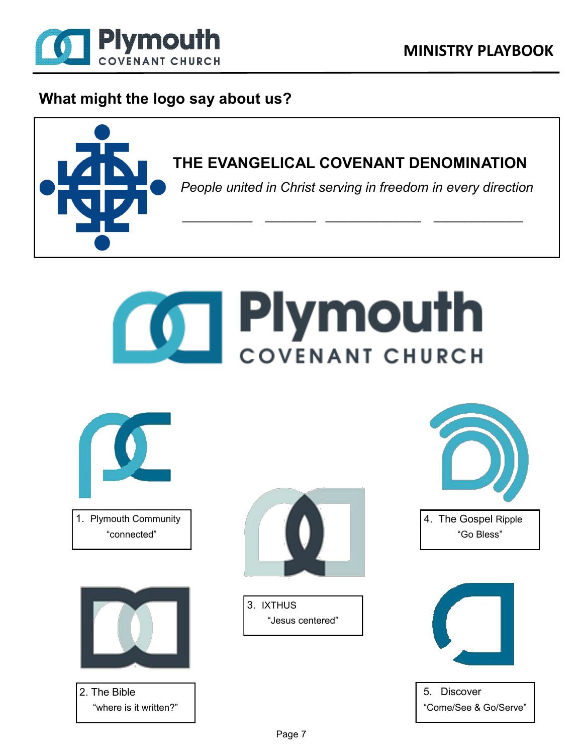## What might the logo say about us?

**THE EVANGELICAL COVENANT DENOMINATION**

*People united in Christ serving in freedom in every direction*

__________ ________ ______________ _____________

Plymouth
COVENANT CHURCH

1. Plymouth Community
   “connected”

2. The Bible
   “where is it written?”

3. IXTHUS
   “Jesus centered”

4. The Gospel Ripple
   “Go Bless”

5. Discover
   “Come/See & Go/Serve”